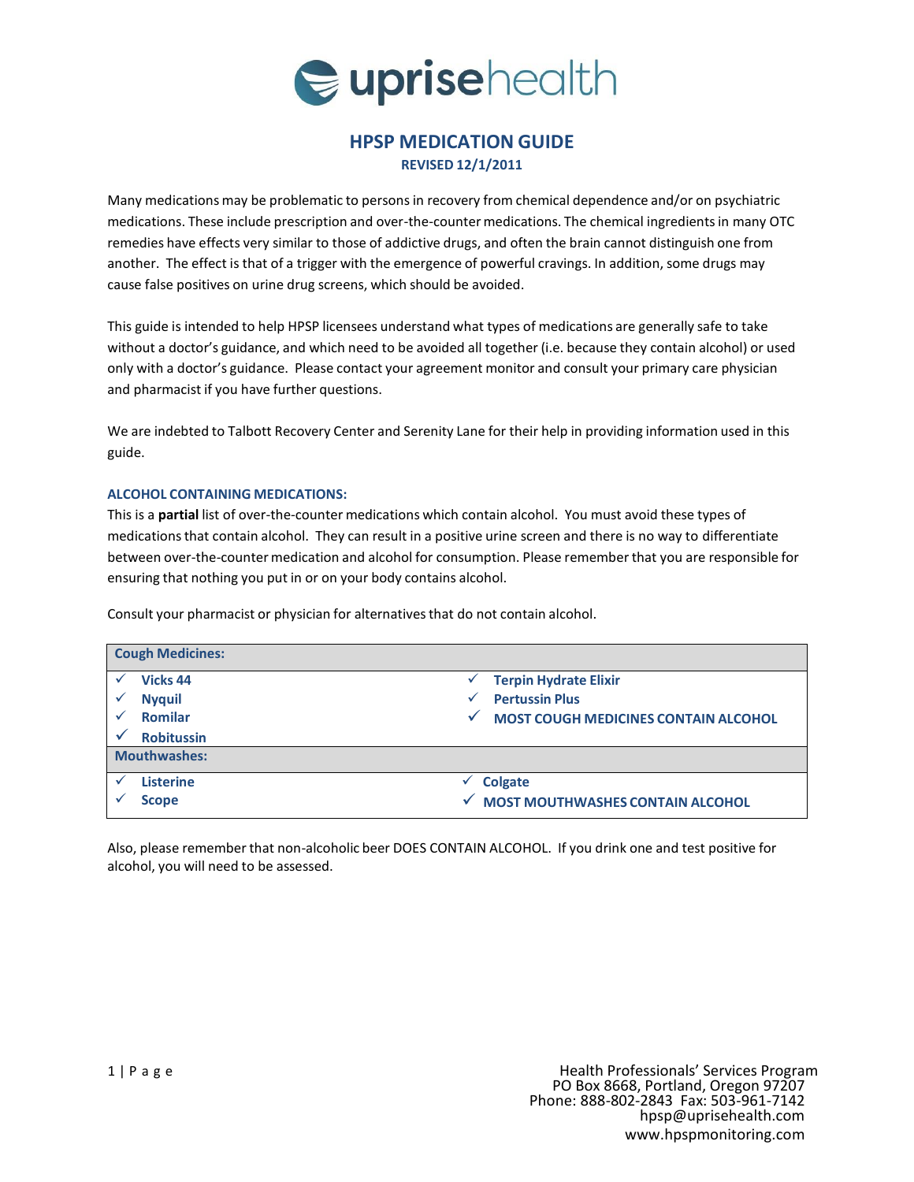uprisehealth

# HPSP MEDICATION GUIDE

**REVISED 12/1/2011**

Many medications may be problematic to persons in recovery from chemical dependence and/or on psychiatric medications. These include prescription and over-the-counter medications. The chemical ingredients in many OTC remedies have effects very similar to those of addictive drugs, and often the brain cannot distinguish one from another. The effect is that of a trigger with the emergence of powerful cravings. In addition, some drugs may cause false positives on urine drug screens, which should be avoided.

This guide is intended to help HPSP licensees understand what types of medications are generally safe to take without a doctor's guidance, and which need to be avoided all together (i.e. because they contain alcohol) or used only with a doctor's guidance. Please contact your agreement monitor and consult your primary care physician and pharmacist if you have further questions.

We are indebted to Talbott Recovery Center and Serenity Lane for their help in providing information used in this guide.

## ALCOHOL CONTAINING MEDICATIONS:

This is a **partial** list of over-the-counter medications which contain alcohol. You must avoid these types of medications that contain alcohol. They can result in a positive urine screen and there is no way to differentiate between over-the-counter medication and alcohol for consumption. Please remember that you are responsible for ensuring that nothing you put in or on your body contains alcohol.

Consult your pharmacist or physician for alternatives that do not contain alcohol.

| **Cough Medicines:** | |
|---|---|
| ✓ **Vicks 44** | ✓ **Terpin Hydrate Elixir** |
| ✓ **Nyquil** | ✓ **Pertussin Plus** |
| ✓ **Romilar** | ✓ **MOST COUGH MEDICINES CONTAIN ALCOHOL** |
| ✓ **Robitussin** | |
| **Mouthwashes:** | |
| ✓ **Listerine** | ✓ **Colgate** |
| ✓ **Scope** | ✓ **MOST MOUTHWASHES CONTAIN ALCOHOL** |

Also, please remember that non-alcoholic beer DOES CONTAIN ALCOHOL. If you drink one and test positive for alcohol, you will need to be assessed.

Health Professionals' Services Program
PO Box 8668, Portland, Oregon 97207
Phone: 888-802-2843 Fax: 503-961-7142
hpsp@uprisehealth.com
www.hpspmonitoring.com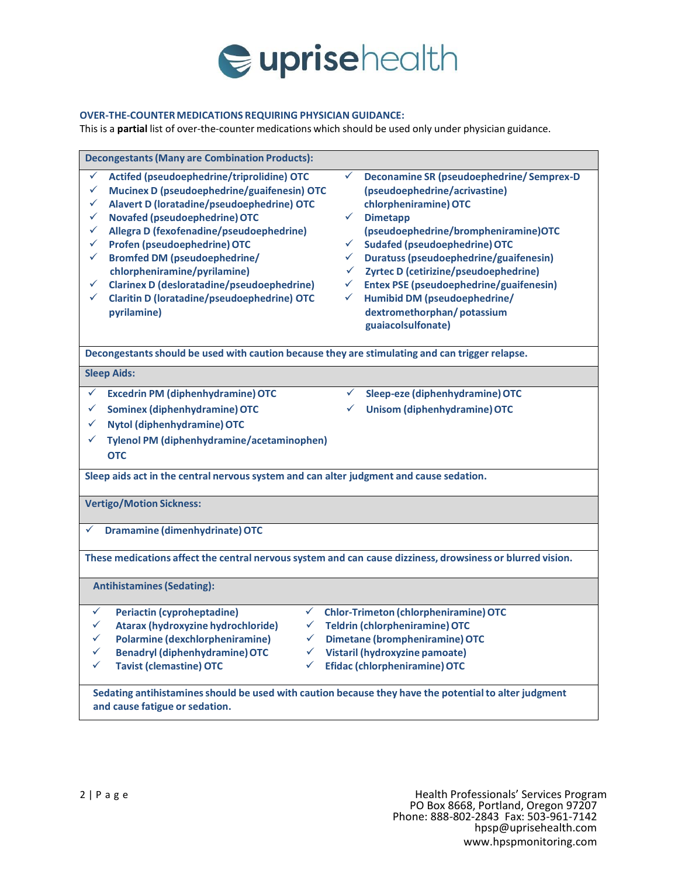**OVER-THE-COUNTER MEDICATIONS REQUIRING PHYSICIAN GUIDANCE:**

This is a **partial** list of over-the-counter medications which should be used only under physician guidance.

### Decongestants (Many are Combination Products):

- ✓ Actifed (pseudoephedrine/triprolidine) OTC
- ✓ Mucinex D (pseudoephedrine/guaifenesin) OTC
- ✓ Alavert D (loratadine/pseudoephedrine) OTC
- ✓ Novafed (pseudoephedrine) OTC
- ✓ Allegra D (fexofenadine/pseudoephedrine)
- ✓ Profen (pseudoephedrine) OTC
- ✓ Bromfed DM (pseudoephedrine/ chlorpheniramine/pyrilamine)
- ✓ Clarinex D (desloratadine/pseudoephedrine)
- ✓ Claritin D (loratadine/pseudoephedrine) OTC pyrilamine)
- ✓ Deconamine SR (pseudoephedrine/ Semprex-D (pseudoephedrine/acrivastine) chlorpheniramine) OTC
- ✓ Dimetapp (pseudoephedrine/brompheniramine)OTC
- ✓ Sudafed (pseudoephedrine) OTC
- ✓ Duratuss (pseudoephedrine/guaifenesin)
- ✓ Zyrtec D (cetirizine/pseudoephedrine)
- ✓ Entex PSE (pseudoephedrine/guaifenesin)
- ✓ Humibid DM (pseudoephedrine/ dextromethorphan/ potassium guaiacolsulfonate)

**Decongestants should be used with caution because they are stimulating and can trigger relapse.**

### Sleep Aids:

- ✓ Excedrin PM (diphenhydramine) OTC
- ✓ Sominex (diphenhydramine) OTC
- ✓ Nytol (diphenhydramine) OTC
- ✓ Tylenol PM (diphenhydramine/acetaminophen) OTC
- ✓ Sleep-eze (diphenhydramine) OTC
- ✓ Unisom (diphenhydramine) OTC

**Sleep aids act in the central nervous system and can alter judgment and cause sedation.**

### Vertigo/Motion Sickness:

- ✓ Dramamine (dimenhydrinate) OTC

**These medications affect the central nervous system and can cause dizziness, drowsiness or blurred vision.**

### Antihistamines (Sedating):

- ✓ Periactin (cyproheptadine)
- ✓ Atarax (hydroxyzine hydrochloride)
- ✓ Polarmine (dexchlorpheniramine)
- ✓ Benadryl (diphenhydramine) OTC
- ✓ Tavist (clemastine) OTC
- ✓ Chlor-Trimeton (chlorpheniramine) OTC
- ✓ Teldrin (chlorpheniramine) OTC
- ✓ Dimetane (brompheniramine) OTC
- ✓ Vistaril (hydroxyzine pamoate)
- ✓ Efidac (chlorpheniramine) OTC

**Sedating antihistamines should be used with caution because they have the potential to alter judgment and cause fatigue or sedation.**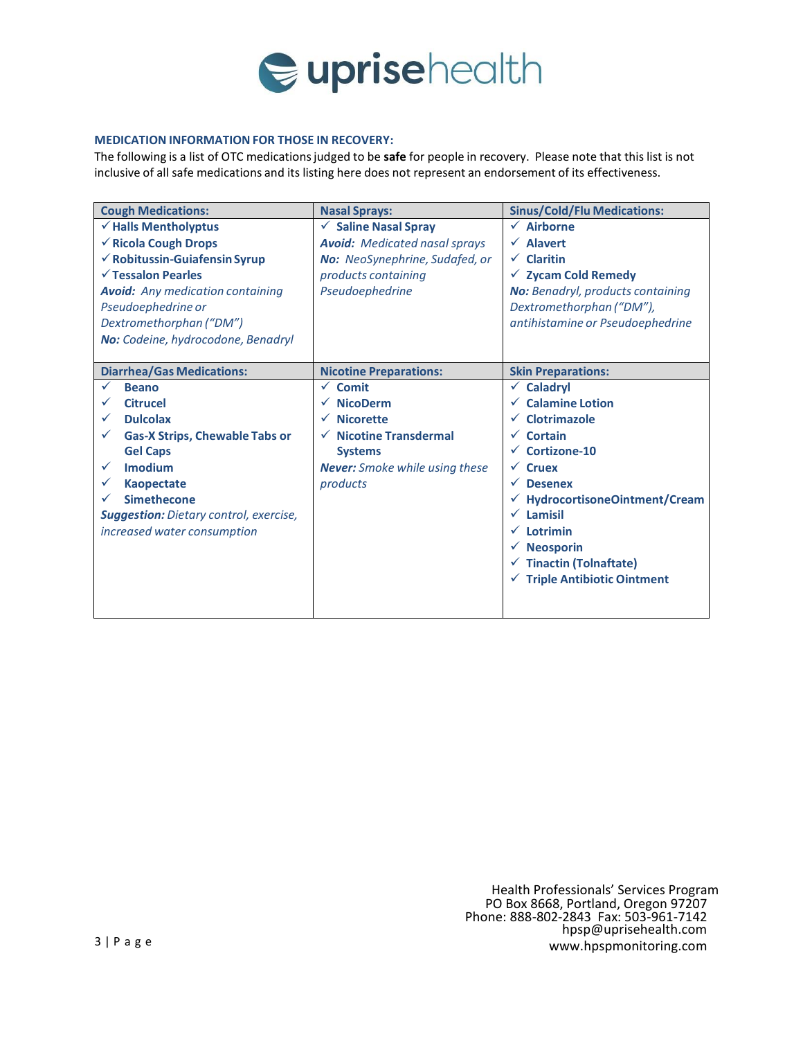**MEDICATION INFORMATION FOR THOSE IN RECOVERY:**

The following is a list of OTC medications judged to be **safe** for people in recovery. Please note that this list is not inclusive of all safe medications and its listing here does not represent an endorsement of its effectiveness.

| Cough Medications: | Nasal Sprays: | Sinus/Cold/Flu Medications: |
|---|---|---|
| ✓ **Halls Mentholyptus**<br>✓ **Ricola Cough Drops**<br>✓ **Robitussin-Guiafensin Syrup**<br>✓ **Tessalon Pearles**<br>***Avoid:*** *Any medication containing Pseudoephedrine or Dextromethorphan ("DM")*<br>***No:*** *Codeine, hydrocodone, Benadryl* | ✓ **Saline Nasal Spray**<br>***Avoid:*** *Medicated nasal sprays*<br>***No:*** *NeoSynephrine, Sudafed, or products containing Pseudoephedrine* | ✓ **Airborne**<br>✓ **Alavert**<br>✓ **Claritin**<br>✓ **Zycam Cold Remedy**<br>***No:*** *Benadryl, products containing Dextromethorphan ("DM"), antihistamine or Pseudoephedrine* |
| **Diarrhea/Gas Medications:** | **Nicotine Preparations:** | **Skin Preparations:** |
| ✓ **Beano**<br>✓ **Citrucel**<br>✓ **Dulcolax**<br>✓ **Gas-X Strips, Chewable Tabs or Gel Caps**<br>✓ **Imodium**<br>✓ **Kaopectate**<br>✓ **Simethecone**<br>***Suggestion:*** *Dietary control, exercise, increased water consumption* | ✓ **Comit**<br>✓ **NicoDerm**<br>✓ **Nicorette**<br>✓ **Nicotine Transdermal Systems**<br>***Never:*** *Smoke while using these products* | ✓ **Caladryl**<br>✓ **Calamine Lotion**<br>✓ **Clotrimazole**<br>✓ **Cortain**<br>✓ **Cortizone-10**<br>✓ **Cruex**<br>✓ **Desenex**<br>✓ **HydrocortisoneOintment/Cream**<br>✓ **Lamisil**<br>✓ **Lotrimin**<br>✓ **Neosporin**<br>✓ **Tinactin (Tolnaftate)**<br>✓ **Triple Antibiotic Ointment** |

Health Professionals' Services Program
PO Box 8668, Portland, Oregon 97207
Phone: 888-802-2843 Fax: 503-961-7142
hpsp@uprisehealth.com
www.hpspmonitoring.com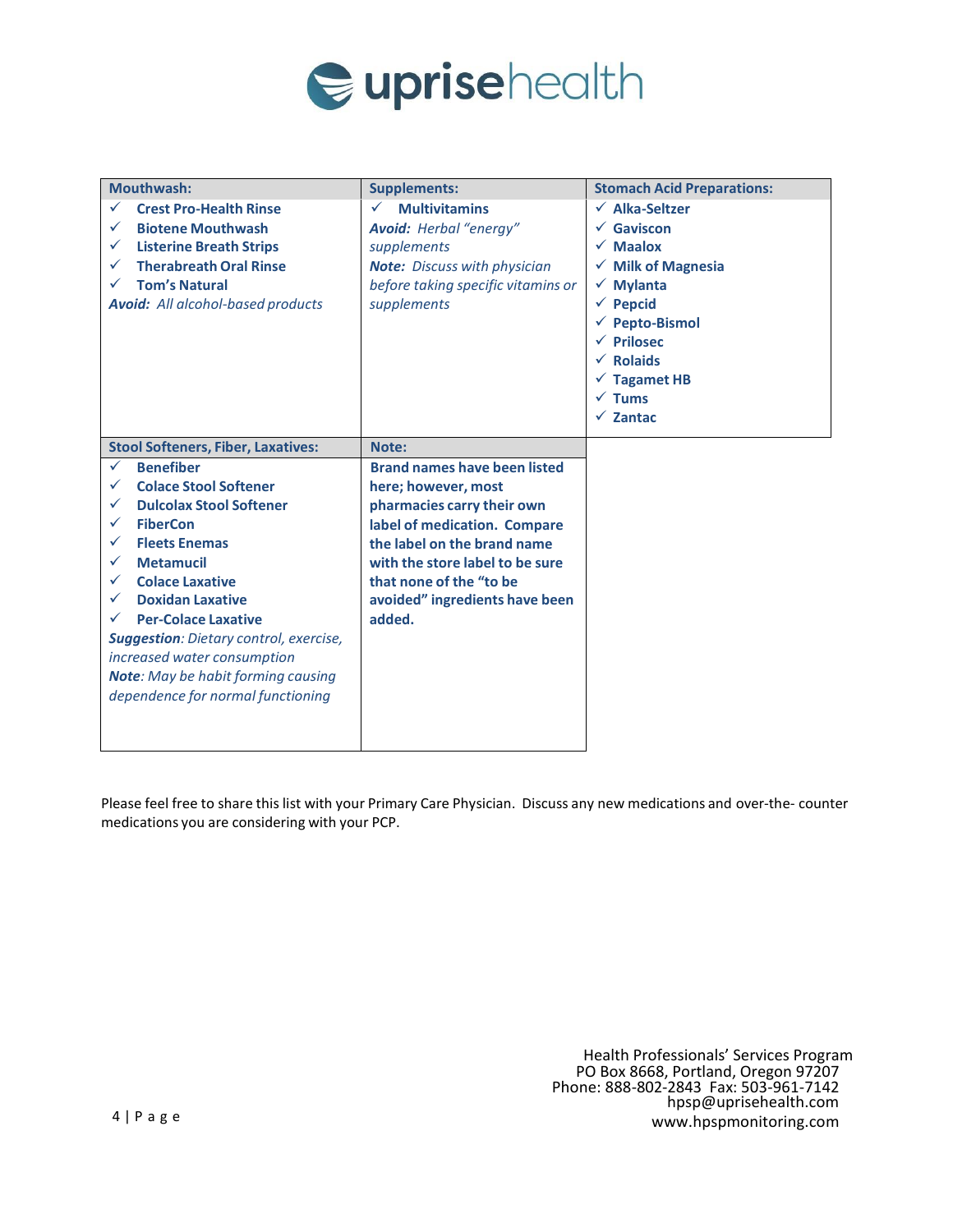| Mouthwash: | Supplements: | Stomach Acid Preparations: |
|---|---|---|
| ✓ **Crest Pro-Health Rinse**<br>✓ **Biotene Mouthwash**<br>✓ **Listerine Breath Strips**<br>✓ **Therabreath Oral Rinse**<br>✓ **Tom's Natural**<br>***Avoid:*** *All alcohol-based products* | ✓ **Multivitamins**<br>***Avoid:*** *Herbal "energy" supplements*<br>***Note:*** *Discuss with physician before taking specific vitamins or supplements* | ✓ **Alka-Seltzer**<br>✓ **Gaviscon**<br>✓ **Maalox**<br>✓ **Milk of Magnesia**<br>✓ **Mylanta**<br>✓ **Pepcid**<br>✓ **Pepto-Bismol**<br>✓ **Prilosec**<br>✓ **Rolaids**<br>✓ **Tagamet HB**<br>✓ **Tums**<br>✓ **Zantac** |
| **Stool Softeners, Fiber, Laxatives:** | **Note:** | |
| ✓ **Benefiber**<br>✓ **Colace Stool Softener**<br>✓ **Dulcolax Stool Softener**<br>✓ **FiberCon**<br>✓ **Fleets Enemas**<br>✓ **Metamucil**<br>✓ **Colace Laxative**<br>✓ **Doxidan Laxative**<br>✓ **Per-Colace Laxative**<br>***Suggestion****: Dietary control, exercise, increased water consumption*<br>***Note****: May be habit forming causing dependence for normal functioning* | **Brand names have been listed here; however, most pharmacies carry their own label of medication. Compare the label on the brand name with the store label to be sure that none of the "to be avoided" ingredients have been added.** | |

Please feel free to share this list with your Primary Care Physician. Discuss any new medications and over-the- counter medications you are considering with your PCP.

Health Professionals' Services Program
PO Box 8668, Portland, Oregon 97207
Phone: 888-802-2843 Fax: 503-961-7142
hpsp@uprisehealth.com
www.hpspmonitoring.com